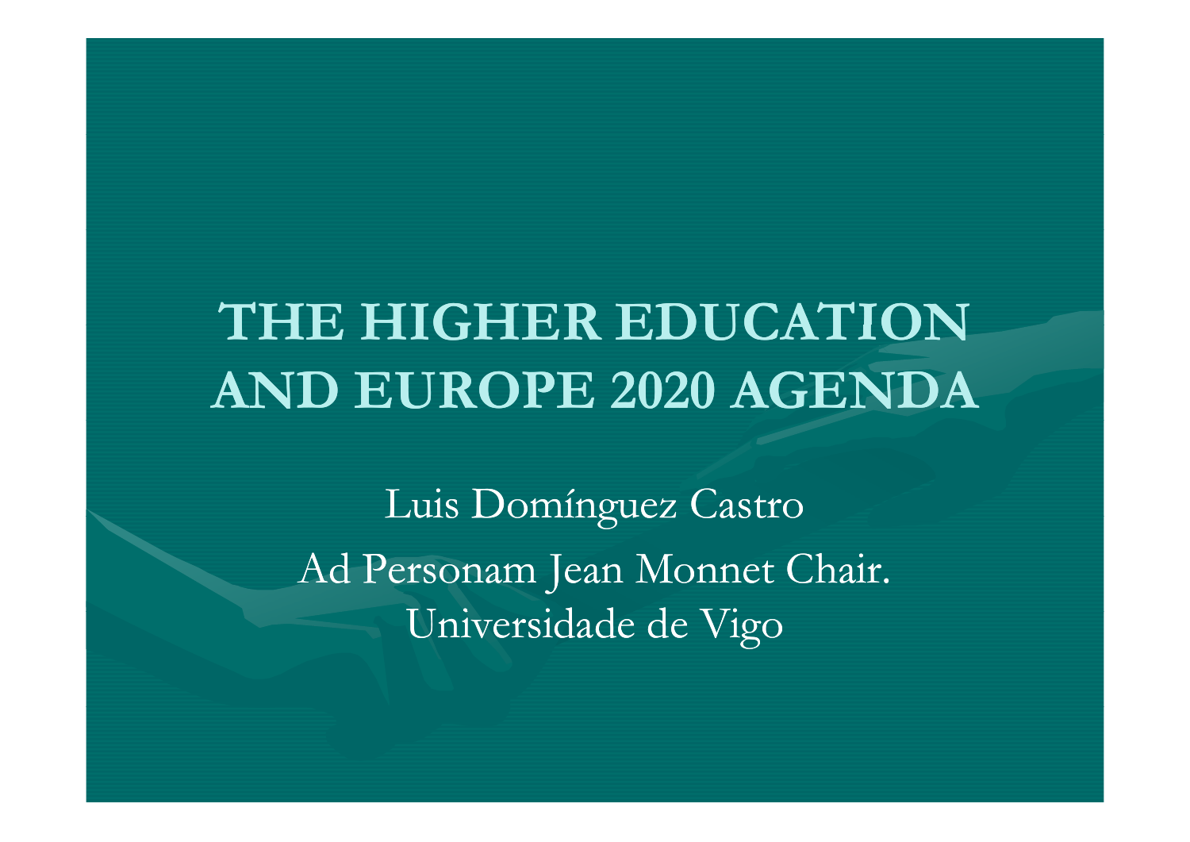# THE HIGHER EDUCATION AND EUROPE 2020 AGENDA

Luis Domínguez Castro

Ad Personam Jean Monnet Chair.

Universidade de Vigo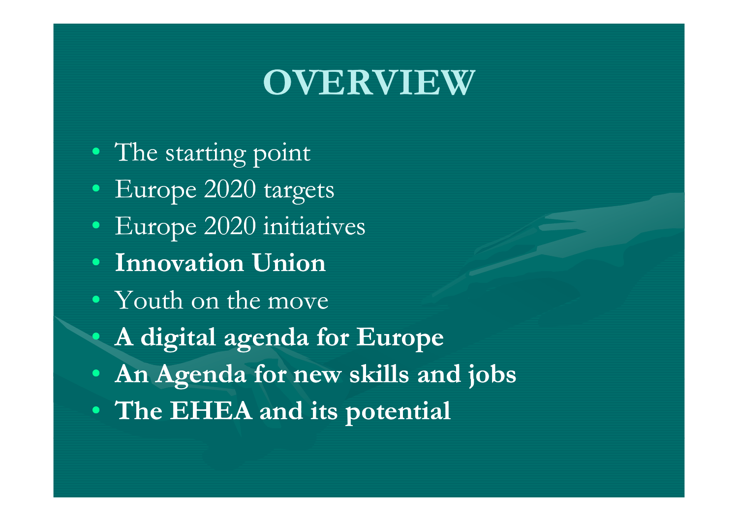# OVERVIEW

- The starting point
- Europe 2020 targets
- Europe 2020 initiatives
- **Innovation Union**
- Youth on the move
- **A digital agenda for Europe**
- **An Agenda for new skills and jobs**
- **The EHEA and its potential**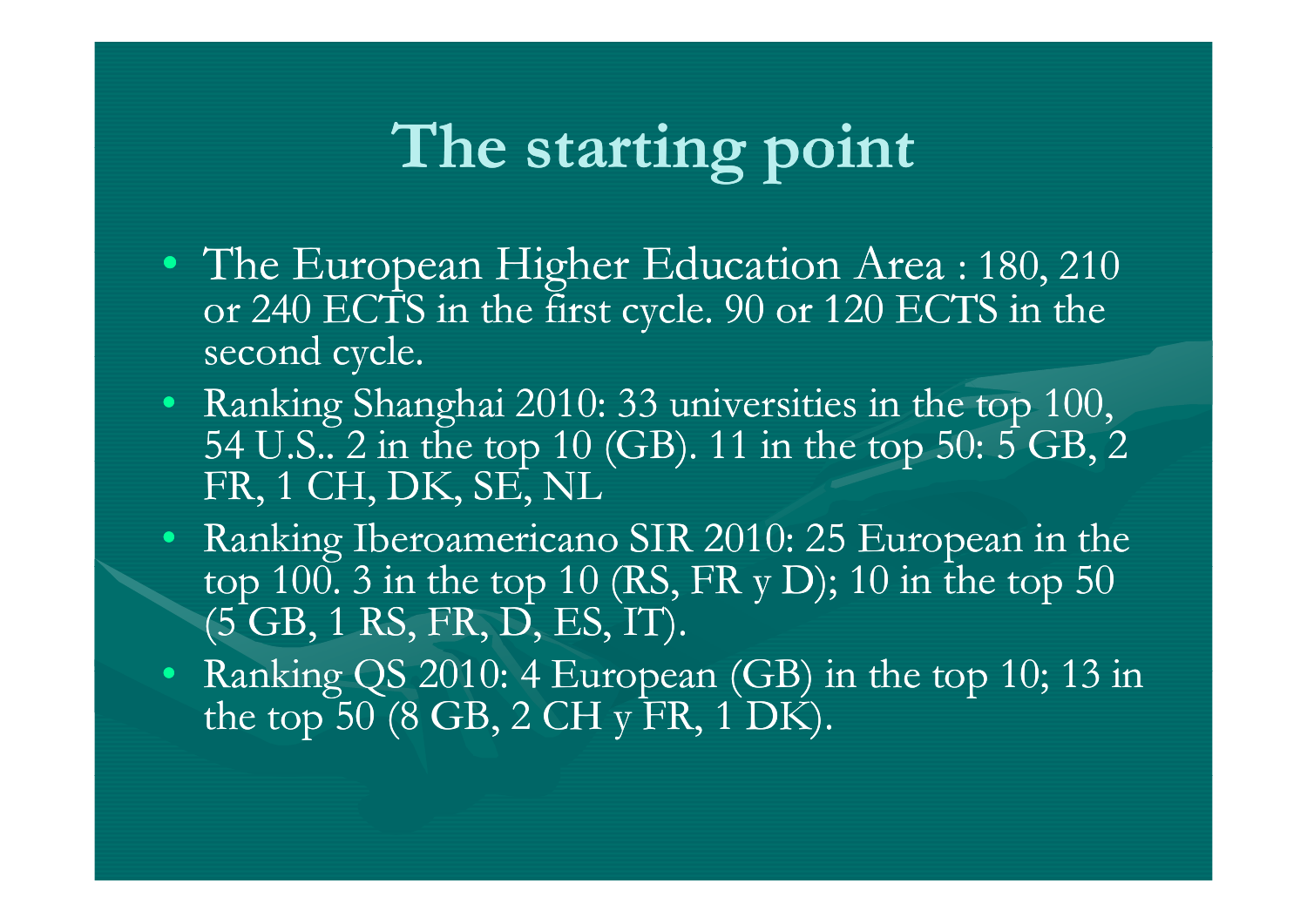# The starting point

- The European Higher Education Area : 180, 210 or 240 ECTS in the first cycle. 90 or 120 ECTS in the second cycle.
- Ranking Shanghai 2010: 33 universities in the top 100, 54 U.S.. 2 in the top 10 (GB). 11 in the top 50: 5 GB, 2 FR, 1 CH, DK, SE, NL
- Ranking Iberoamericano SIR 2010: 25 European in the top 100. 3 in the top 10 (RS, FR y D); 10 in the top 50 (5 GB, 1 RS, FR, D, ES, IT).
- Ranking QS 2010: 4 European (GB) in the top 10; 13 in the top 50 (8 GB, 2 CH y FR, 1 DK).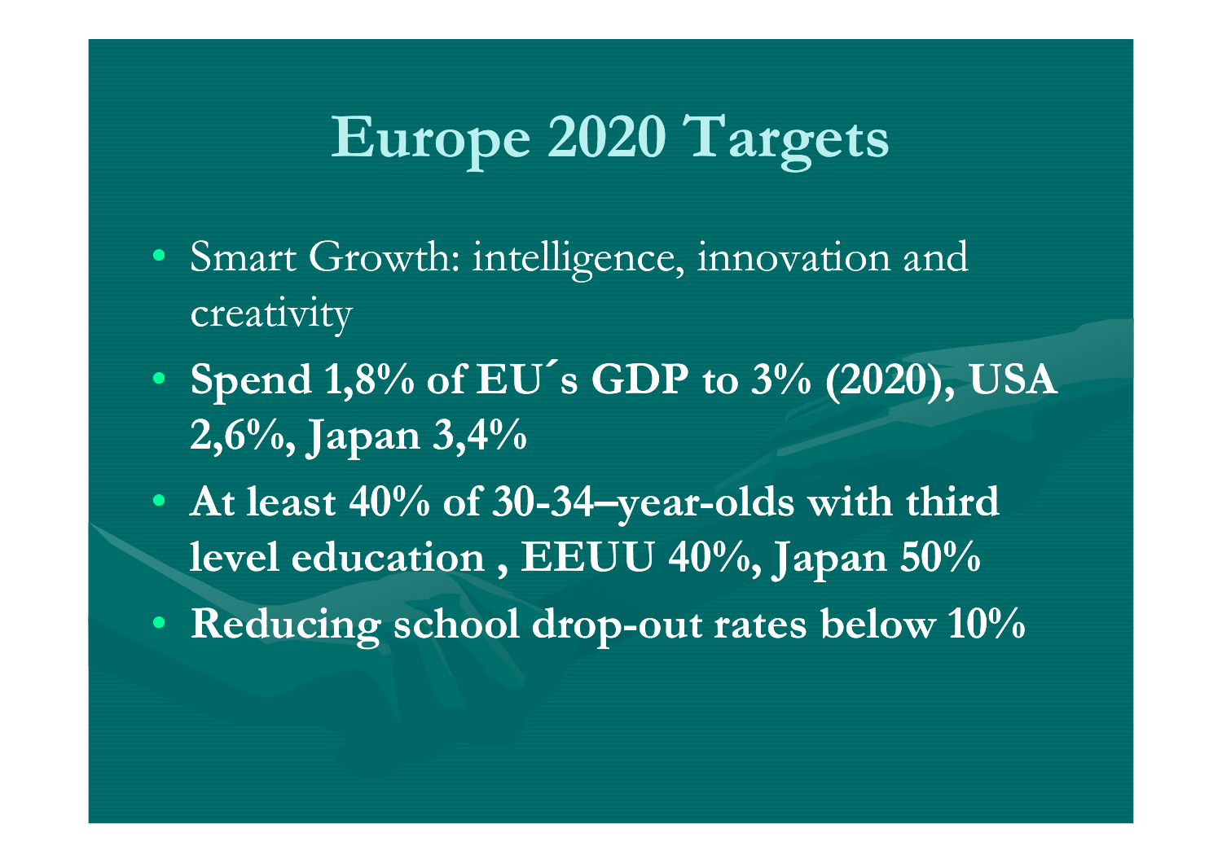# Europe 2020 Targets

- Smart Growth: intelligence, innovation and creativity
- **Spend 1,8% of EU´s GDP to 3% (2020), USA 2,6%, Japan 3,4%**
- **At least 40% of 30-34–year-olds with third level education , EEUU 40%, Japan 50%**
- **Reducing school drop-out rates below 10%**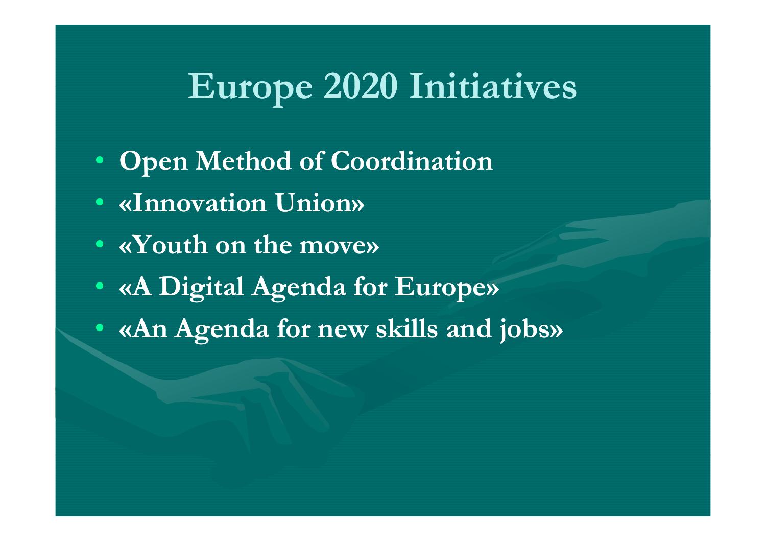# Europe 2020 Initiatives

- **Open Method of Coordination**
- **«Innovation Union»**
- **«Youth on the move»**
- **«A Digital Agenda for Europe»**
- **«An Agenda for new skills and jobs»**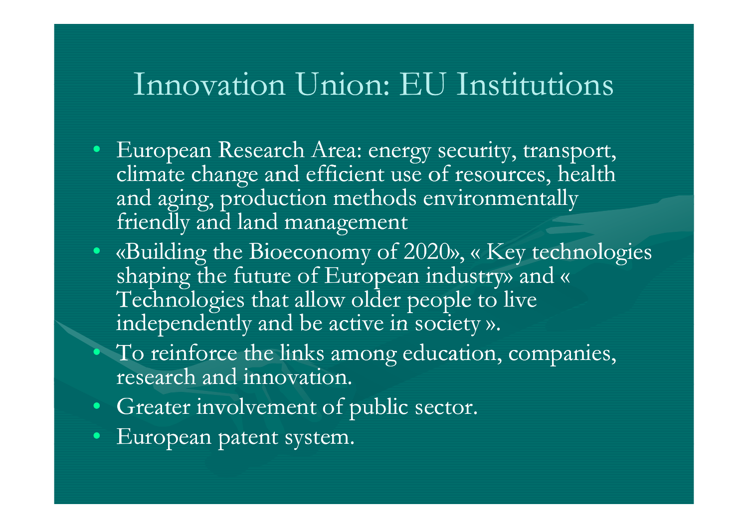# Innovation Union: EU Institutions

- European Research Area: energy security, transport, climate change and efficient use of resources, health and aging, production methods environmentally friendly and land management
- «Building the Bioeconomy of 2020», « Key technologies shaping the future of European industry» and « Technologies that allow older people to live independently and be active in society ».
- To reinforce the links among education, companies, research and innovation.
- Greater involvement of public sector.
- European patent system.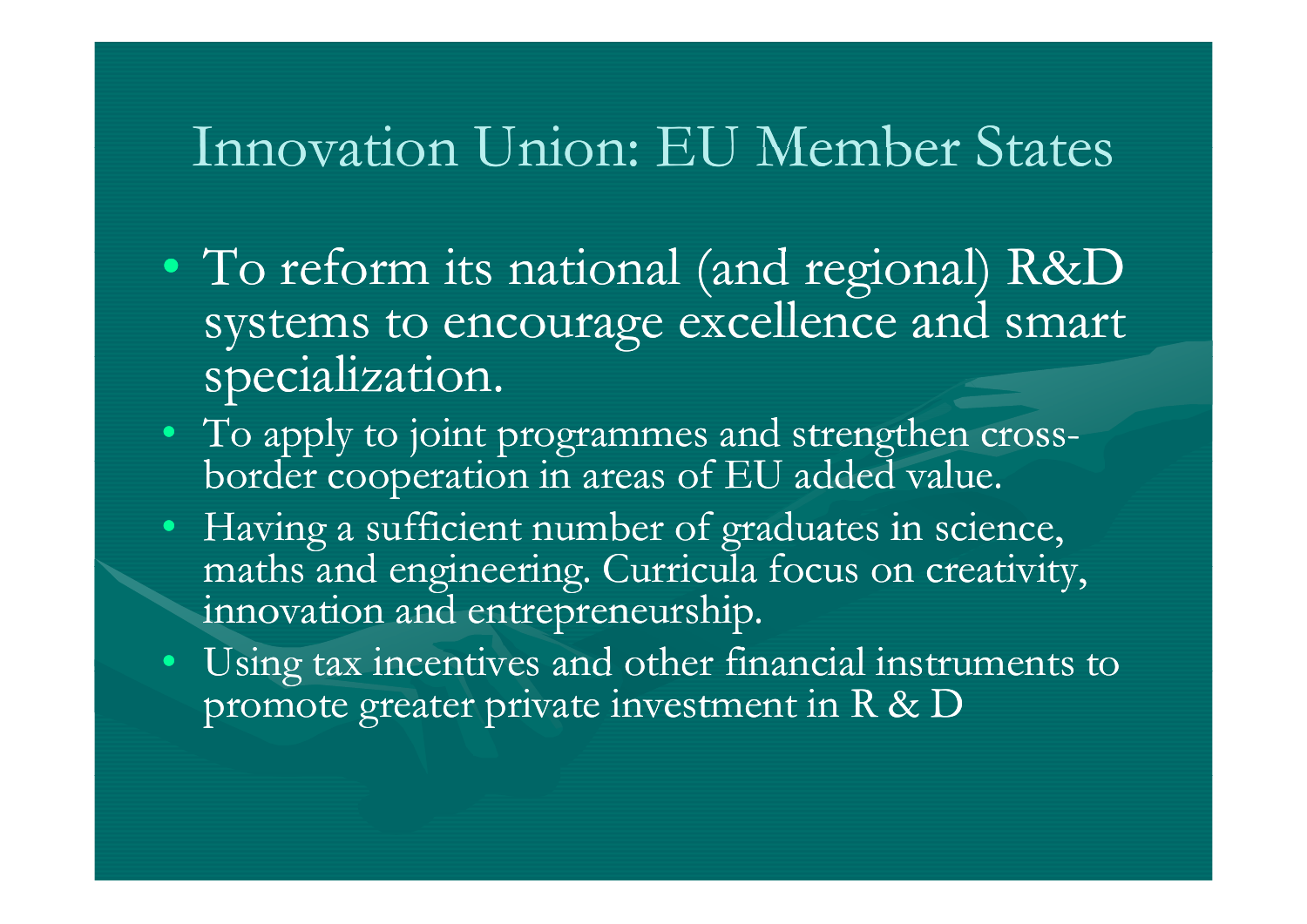# Innovation Union: EU Member States

- To reform its national (and regional) R&D systems to encourage excellence and smart specialization.
- To apply to joint programmes and strengthen cross-border cooperation in areas of EU added value.
- Having a sufficient number of graduates in science, maths and engineering. Curricula focus on creativity, innovation and entrepreneurship.
- Using tax incentives and other financial instruments to promote greater private investment in R & D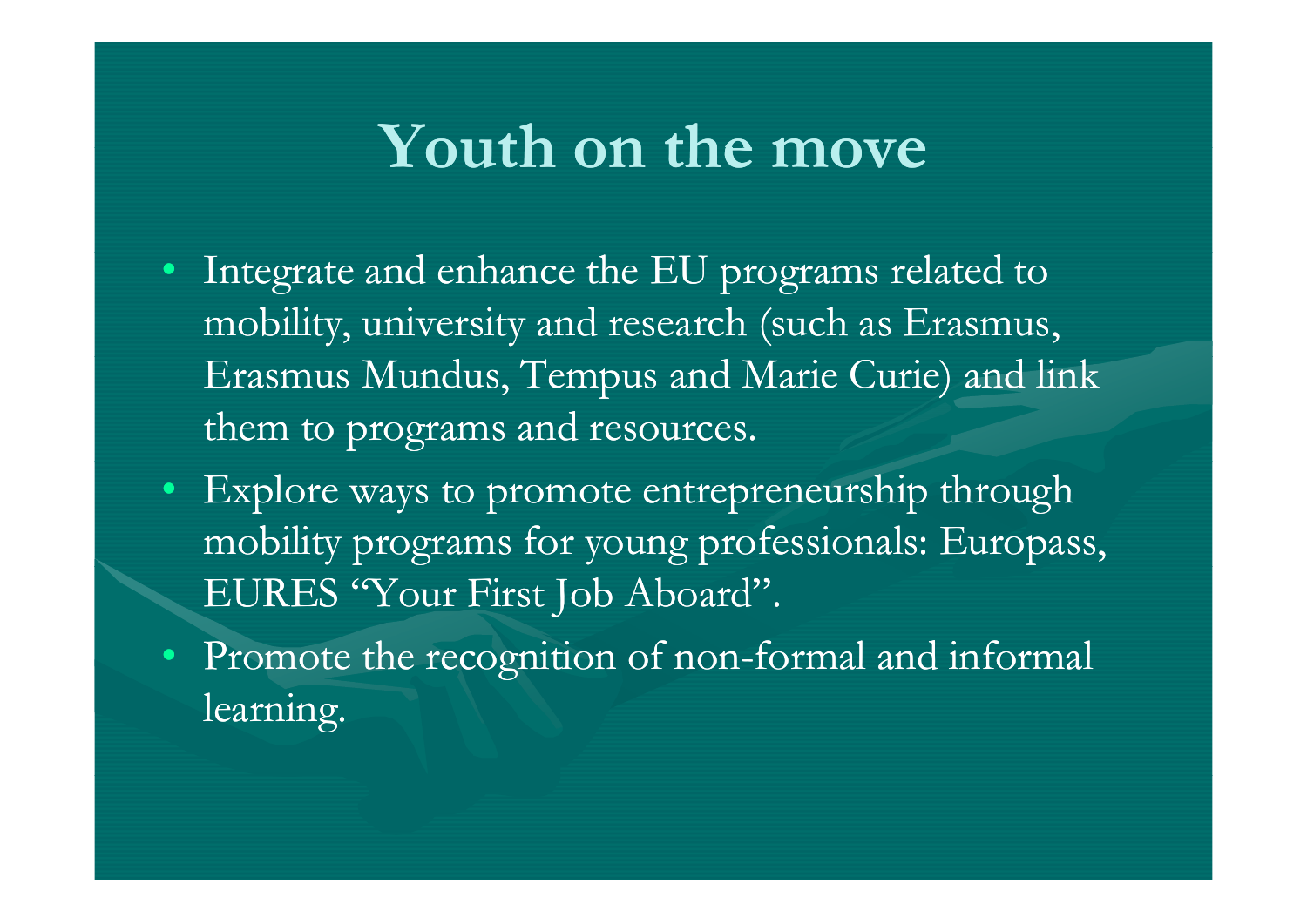# Youth on the move

- Integrate and enhance the EU programs related to mobility, university and research (such as Erasmus, Erasmus Mundus, Tempus and Marie Curie) and link them to programs and resources.
- Explore ways to promote entrepreneurship through mobility programs for young professionals: Europass, EURES "Your First Job Aboard".
- Promote the recognition of non-formal and informal learning.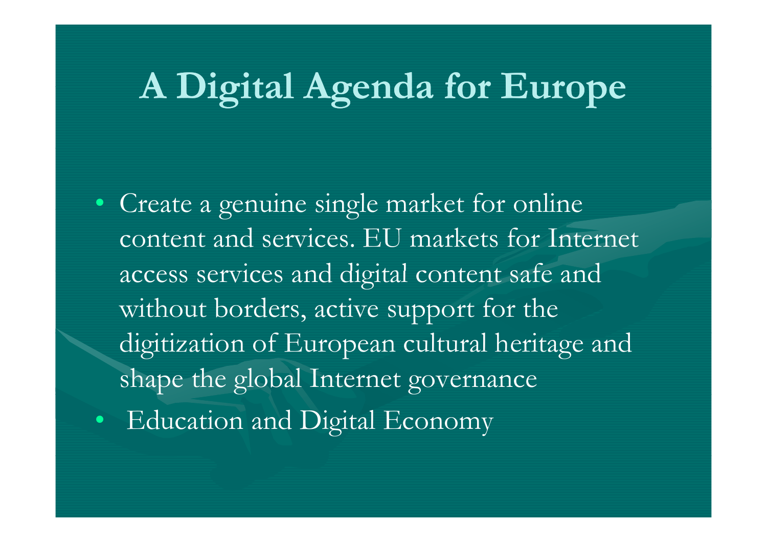# A Digital Agenda for Europe

- Create a genuine single market for online content and services. EU markets for Internet access services and digital content safe and without borders, active support for the digitization of European cultural heritage and shape the global Internet governance
- Education and Digital Economy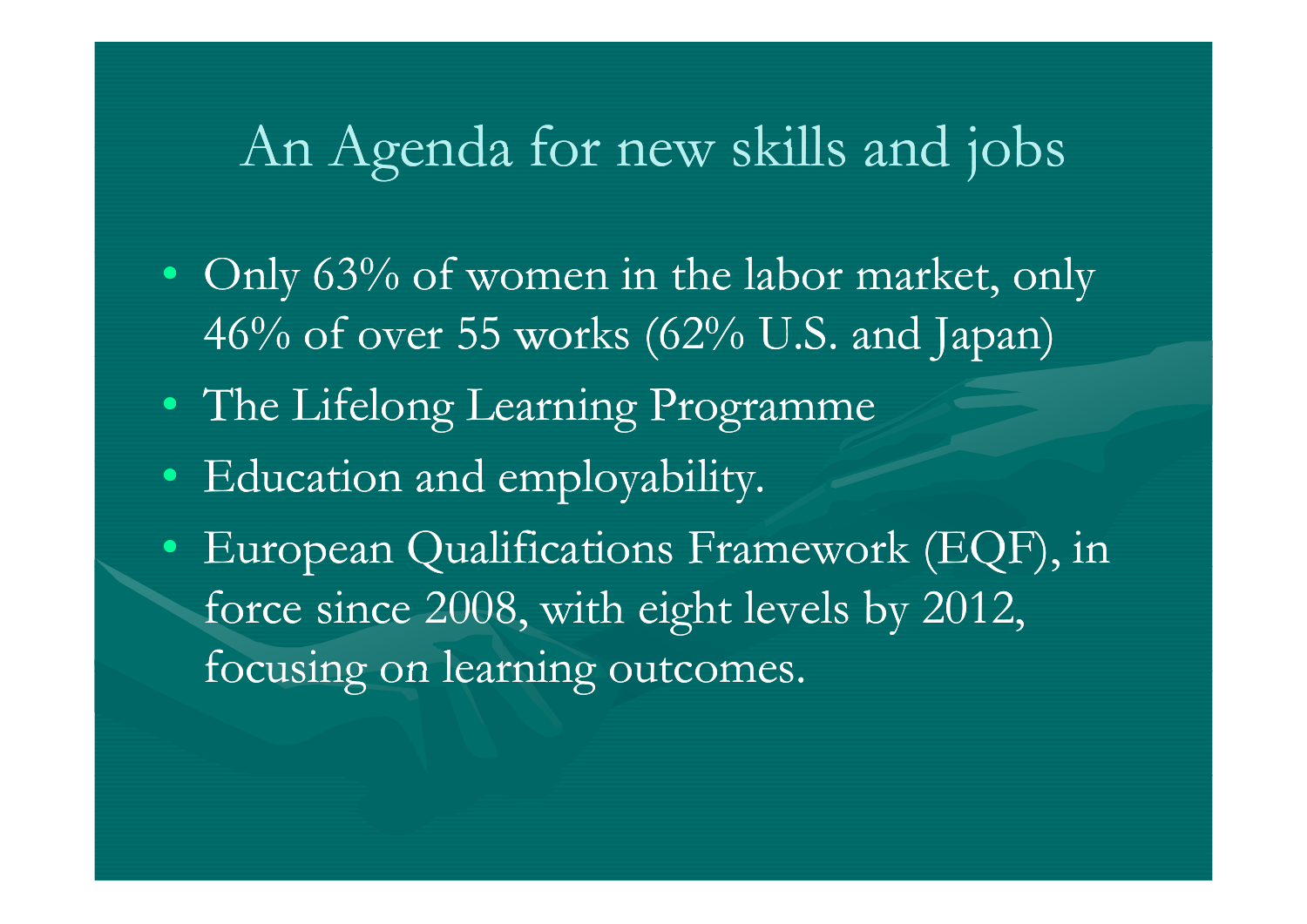# An Agenda for new skills and jobs

- Only 63% of women in the labor market, only 46% of over 55 works (62% U.S. and Japan)
- The Lifelong Learning Programme
- Education and employability.
- European Qualifications Framework (EQF), in force since 2008, with eight levels by 2012, focusing on learning outcomes.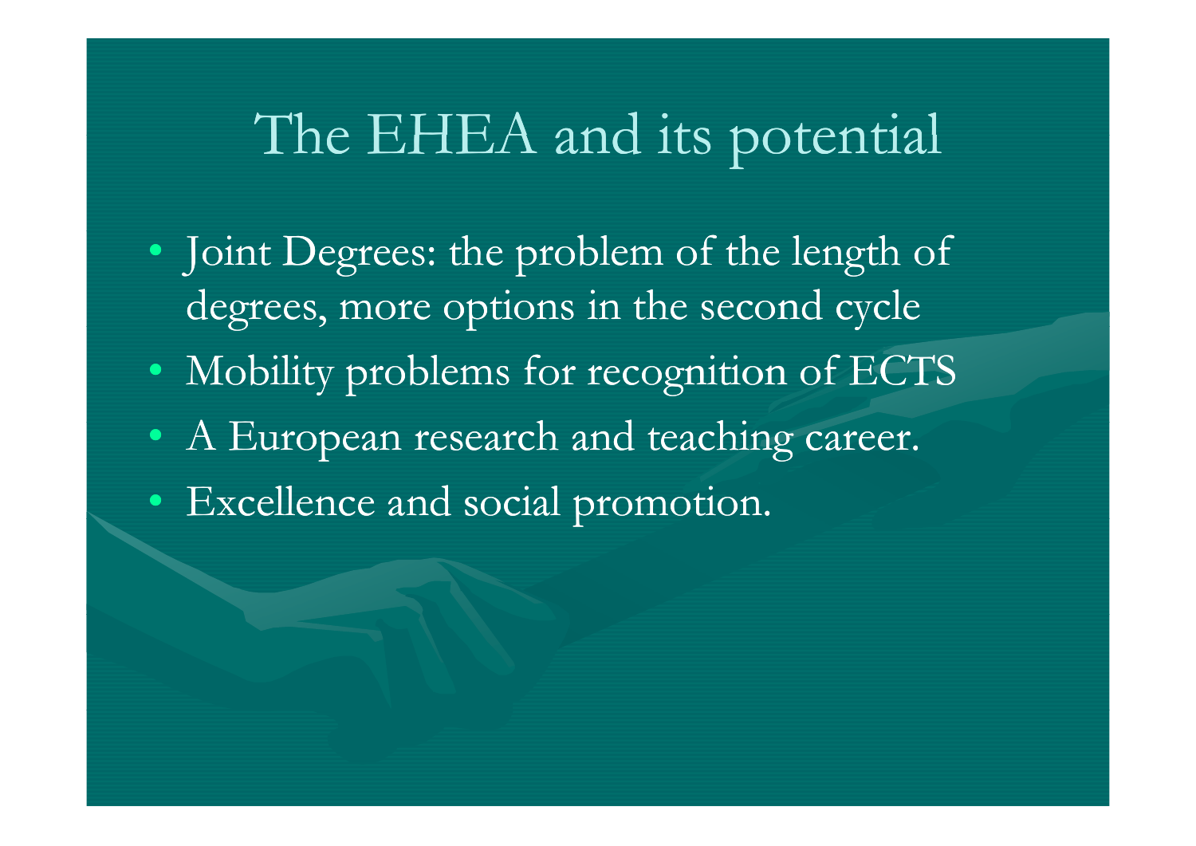# The EHEA and its potential

- Joint Degrees: the problem of the length of degrees, more options in the second cycle
- Mobility problems for recognition of ECTS
- A European research and teaching career.
- Excellence and social promotion.